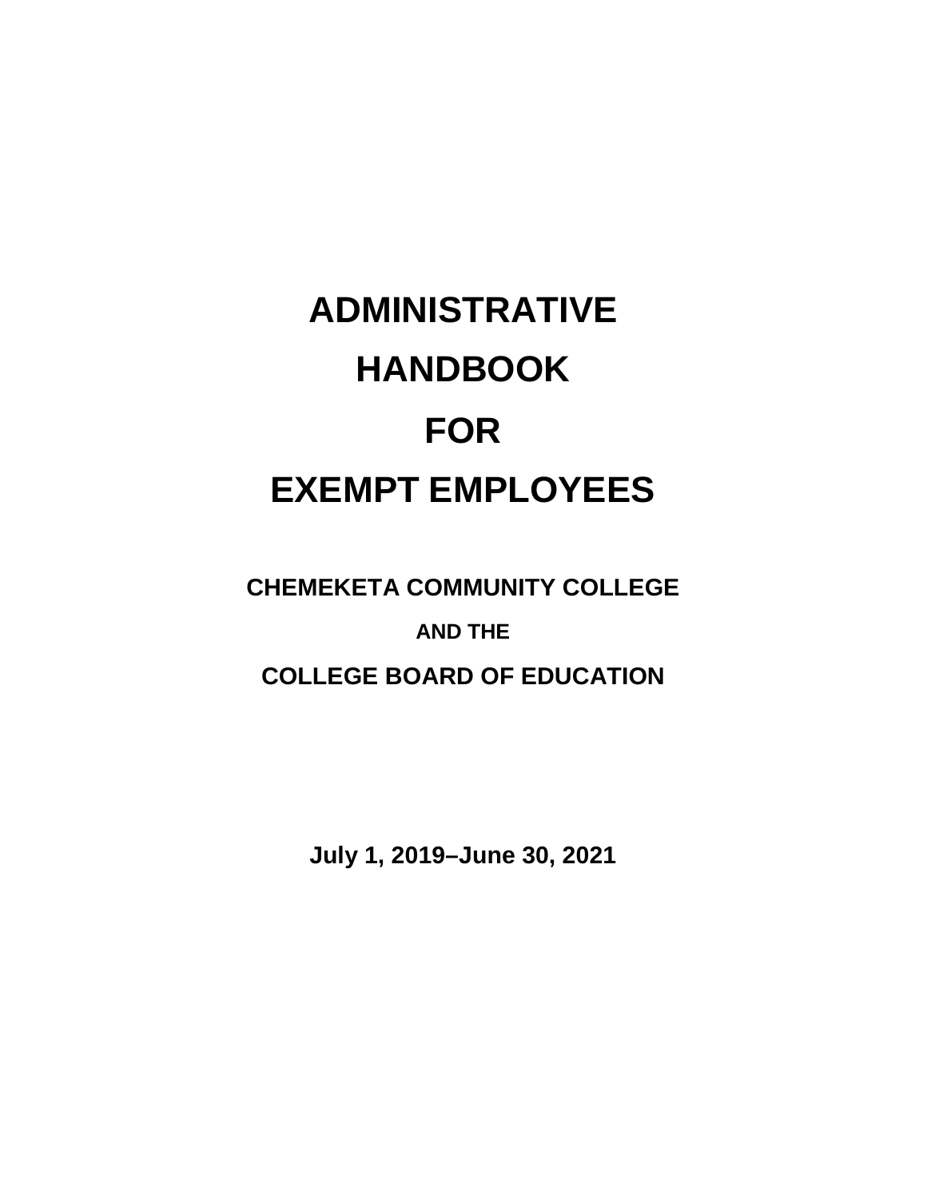# ADMINISTRATIVE HANDBOOK FOR EXEMPT EMPLOYEES

**CHEMEKETA COMMUNITY COLLEGE**

**AND THE**

**COLLEGE BOARD OF EDUCATION**

**July 1, 2019–June 30, 2021**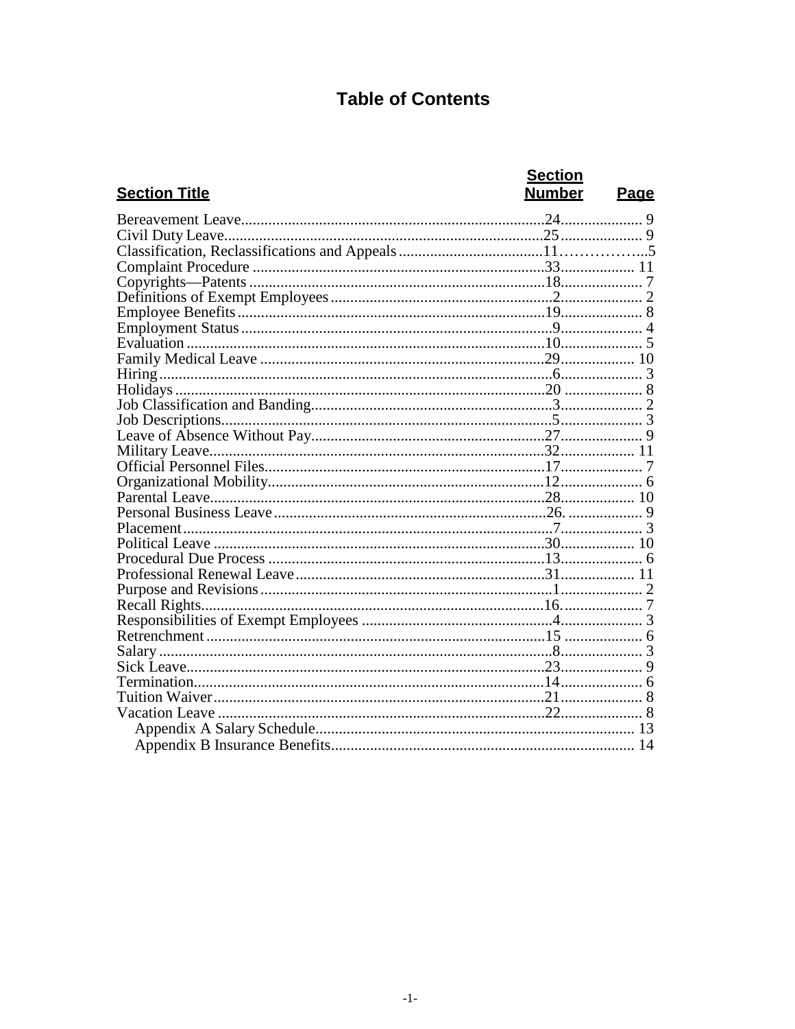# Table of Contents

| Section Title | Section Number | Page |
| --- | --- | --- |
| Bereavement Leave | 24 | 9 |
| Civil Duty Leave | 25 | 9 |
| Classification, Reclassifications and Appeals | 11 | 5 |
| Complaint Procedure | 33 | 11 |
| Copyrights—Patents | 18 | 7 |
| Definitions of Exempt Employees | 2 | 2 |
| Employee Benefits | 19 | 8 |
| Employment Status | 9 | 4 |
| Evaluation | 10 | 5 |
| Family Medical Leave | 29 | 10 |
| Hiring | 6 | 3 |
| Holidays | 20 | 8 |
| Job Classification and Banding | 3 | 2 |
| Job Descriptions | 5 | 3 |
| Leave of Absence Without Pay | 27 | 9 |
| Military Leave | 32 | 11 |
| Official Personnel Files | 17 | 7 |
| Organizational Mobility | 12 | 6 |
| Parental Leave | 28 | 10 |
| Personal Business Leave | 26. | 9 |
| Placement | 7 | 3 |
| Political Leave | 30 | 10 |
| Procedural Due Process | 13 | 6 |
| Professional Renewal Leave | 31 | 11 |
| Purpose and Revisions | 1 | 2 |
| Recall Rights | 16. | 7 |
| Responsibilities of Exempt Employees | 4 | 3 |
| Retrenchment | 15 | 6 |
| Salary | 8 | 3 |
| Sick Leave | 23 | 9 |
| Termination | 14 | 6 |
| Tuition Waiver | 21 | 8 |
| Vacation Leave | 22 | 8 |
| Appendix A Salary Schedule | | 13 |
| Appendix B Insurance Benefits | | 14 |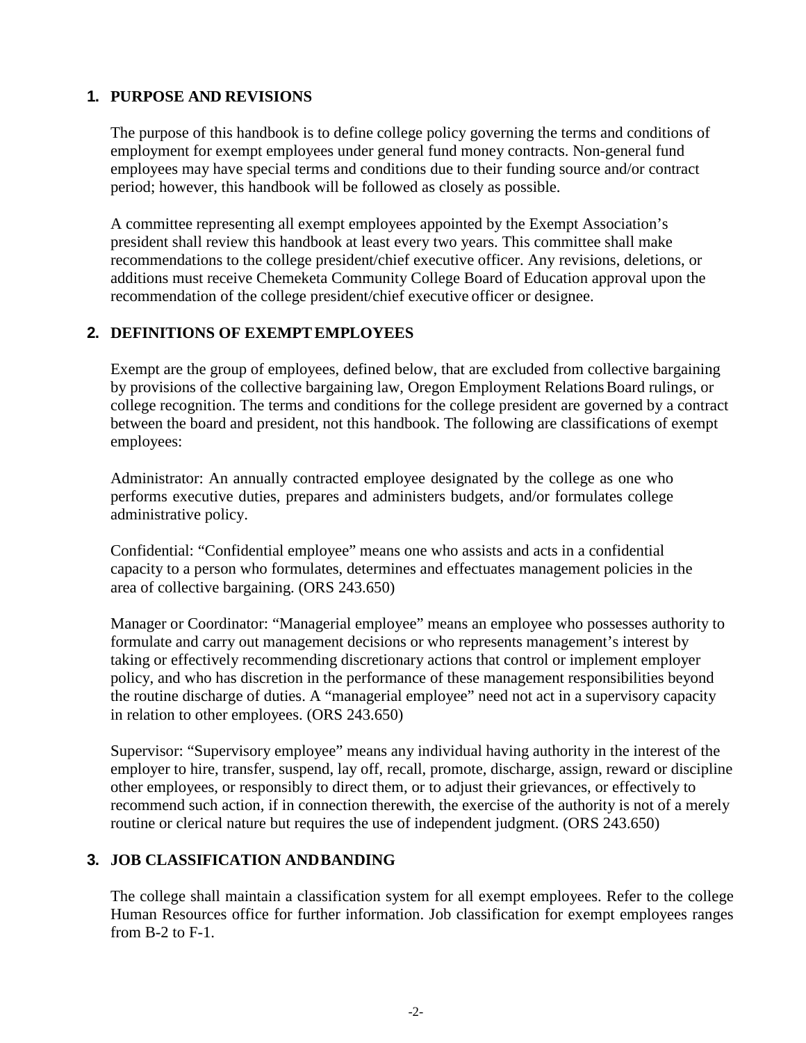## 1. PURPOSE AND REVISIONS

The purpose of this handbook is to define college policy governing the terms and conditions of employment for exempt employees under general fund money contracts. Non-general fund employees may have special terms and conditions due to their funding source and/or contract period; however, this handbook will be followed as closely as possible.

A committee representing all exempt employees appointed by the Exempt Association's president shall review this handbook at least every two years. This committee shall make recommendations to the college president/chief executive officer. Any revisions, deletions, or additions must receive Chemeketa Community College Board of Education approval upon the recommendation of the college president/chief executive officer or designee.

## 2. DEFINITIONS OF EXEMPT EMPLOYEES

Exempt are the group of employees, defined below, that are excluded from collective bargaining by provisions of the collective bargaining law, Oregon Employment Relations Board rulings, or college recognition. The terms and conditions for the college president are governed by a contract between the board and president, not this handbook. The following are classifications of exempt employees:

Administrator: An annually contracted employee designated by the college as one who performs executive duties, prepares and administers budgets, and/or formulates college administrative policy.

Confidential: "Confidential employee" means one who assists and acts in a confidential capacity to a person who formulates, determines and effectuates management policies in the area of collective bargaining. (ORS 243.650)

Manager or Coordinator: "Managerial employee" means an employee who possesses authority to formulate and carry out management decisions or who represents management's interest by taking or effectively recommending discretionary actions that control or implement employer policy, and who has discretion in the performance of these management responsibilities beyond the routine discharge of duties. A "managerial employee" need not act in a supervisory capacity in relation to other employees. (ORS 243.650)

Supervisor: "Supervisory employee" means any individual having authority in the interest of the employer to hire, transfer, suspend, lay off, recall, promote, discharge, assign, reward or discipline other employees, or responsibly to direct them, or to adjust their grievances, or effectively to recommend such action, if in connection therewith, the exercise of the authority is not of a merely routine or clerical nature but requires the use of independent judgment. (ORS 243.650)

## 3. JOB CLASSIFICATION AND BANDING

The college shall maintain a classification system for all exempt employees. Refer to the college Human Resources office for further information. Job classification for exempt employees ranges from B-2 to F-1.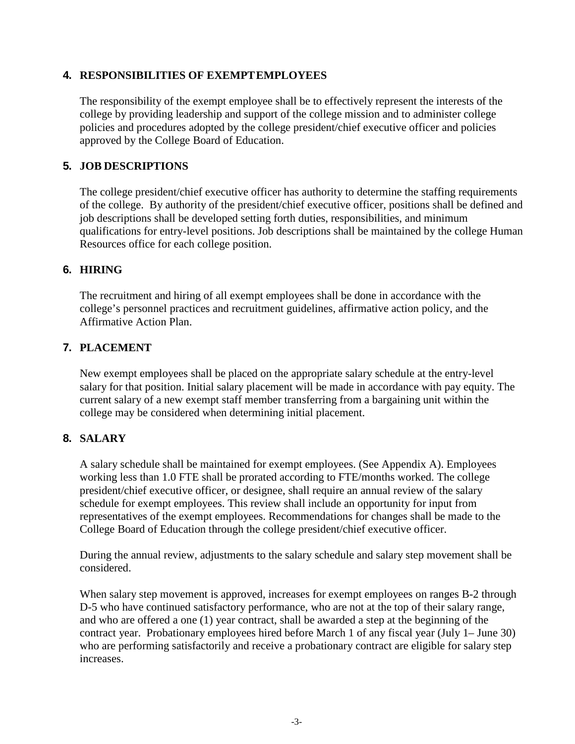## 4. RESPONSIBILITIES OF EXEMPT EMPLOYEES

The responsibility of the exempt employee shall be to effectively represent the interests of the college by providing leadership and support of the college mission and to administer college policies and procedures adopted by the college president/chief executive officer and policies approved by the College Board of Education.

## 5. JOB DESCRIPTIONS

The college president/chief executive officer has authority to determine the staffing requirements of the college. By authority of the president/chief executive officer, positions shall be defined and job descriptions shall be developed setting forth duties, responsibilities, and minimum qualifications for entry-level positions. Job descriptions shall be maintained by the college Human Resources office for each college position.

## 6. HIRING

The recruitment and hiring of all exempt employees shall be done in accordance with the college's personnel practices and recruitment guidelines, affirmative action policy, and the Affirmative Action Plan.

## 7. PLACEMENT

New exempt employees shall be placed on the appropriate salary schedule at the entry-level salary for that position. Initial salary placement will be made in accordance with pay equity. The current salary of a new exempt staff member transferring from a bargaining unit within the college may be considered when determining initial placement.

## 8. SALARY

A salary schedule shall be maintained for exempt employees. (See Appendix A). Employees working less than 1.0 FTE shall be prorated according to FTE/months worked. The college president/chief executive officer, or designee, shall require an annual review of the salary schedule for exempt employees. This review shall include an opportunity for input from representatives of the exempt employees. Recommendations for changes shall be made to the College Board of Education through the college president/chief executive officer.

During the annual review, adjustments to the salary schedule and salary step movement shall be considered.

When salary step movement is approved, increases for exempt employees on ranges B-2 through D-5 who have continued satisfactory performance, who are not at the top of their salary range, and who are offered a one (1) year contract, shall be awarded a step at the beginning of the contract year. Probationary employees hired before March 1 of any fiscal year (July 1– June 30) who are performing satisfactorily and receive a probationary contract are eligible for salary step increases.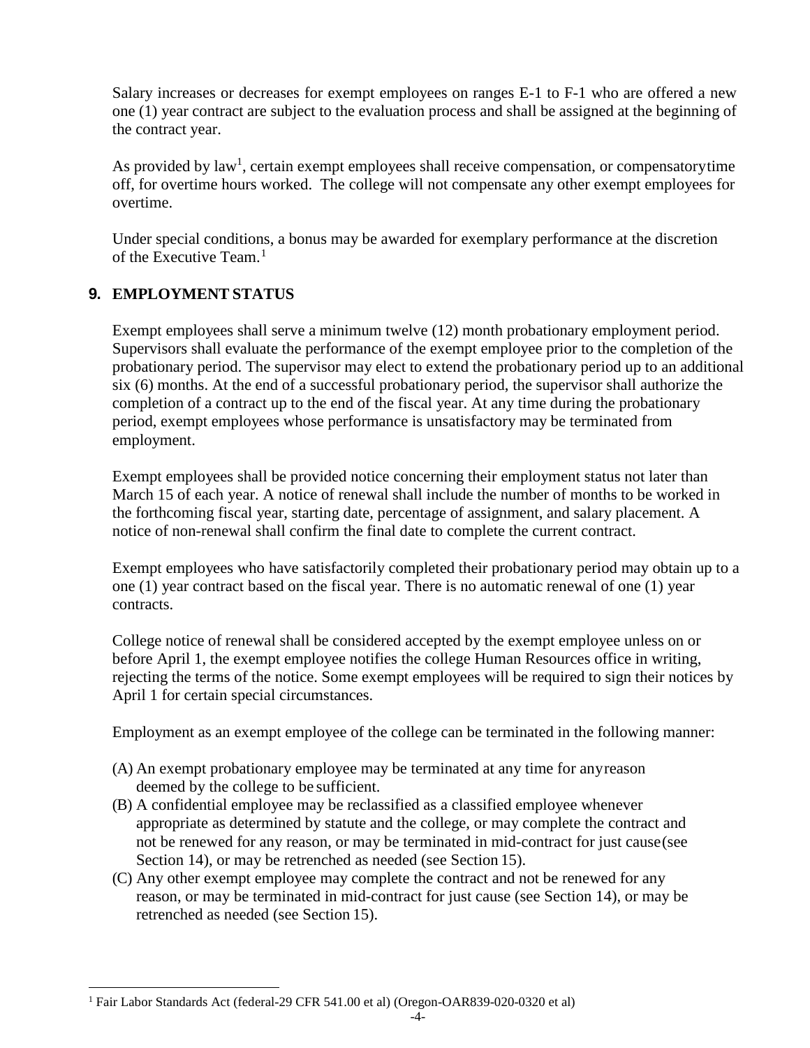Salary increases or decreases for exempt employees on ranges E-1 to F-1 who are offered a new one (1) year contract are subject to the evaluation process and shall be assigned at the beginning of the contract year.

As provided by law[1], certain exempt employees shall receive compensation, or compensatorytime off, for overtime hours worked. The college will not compensate any other exempt employees for overtime.

Under special conditions, a bonus may be awarded for exemplary performance at the discretion of the Executive Team.[1]

## 9. EMPLOYMENT STATUS

Exempt employees shall serve a minimum twelve (12) month probationary employment period. Supervisors shall evaluate the performance of the exempt employee prior to the completion of the probationary period. The supervisor may elect to extend the probationary period up to an additional six (6) months. At the end of a successful probationary period, the supervisor shall authorize the completion of a contract up to the end of the fiscal year. At any time during the probationary period, exempt employees whose performance is unsatisfactory may be terminated from employment.

Exempt employees shall be provided notice concerning their employment status not later than March 15 of each year. A notice of renewal shall include the number of months to be worked in the forthcoming fiscal year, starting date, percentage of assignment, and salary placement. A notice of non-renewal shall confirm the final date to complete the current contract.

Exempt employees who have satisfactorily completed their probationary period may obtain up to a one (1) year contract based on the fiscal year. There is no automatic renewal of one (1) year contracts.

College notice of renewal shall be considered accepted by the exempt employee unless on or before April 1, the exempt employee notifies the college Human Resources office in writing, rejecting the terms of the notice. Some exempt employees will be required to sign their notices by April 1 for certain special circumstances.

Employment as an exempt employee of the college can be terminated in the following manner:

(A) An exempt probationary employee may be terminated at any time for anyreason deemed by the college to be sufficient.
(B) A confidential employee may be reclassified as a classified employee whenever appropriate as determined by statute and the college, or may complete the contract and not be renewed for any reason, or may be terminated in mid-contract for just cause(see Section 14), or may be retrenched as needed (see Section 15).
(C) Any other exempt employee may complete the contract and not be renewed for any reason, or may be terminated in mid-contract for just cause (see Section 14), or may be retrenched as needed (see Section 15).

---

[1] Fair Labor Standards Act (federal-29 CFR 541.00 et al) (Oregon-OAR839-020-0320 et al)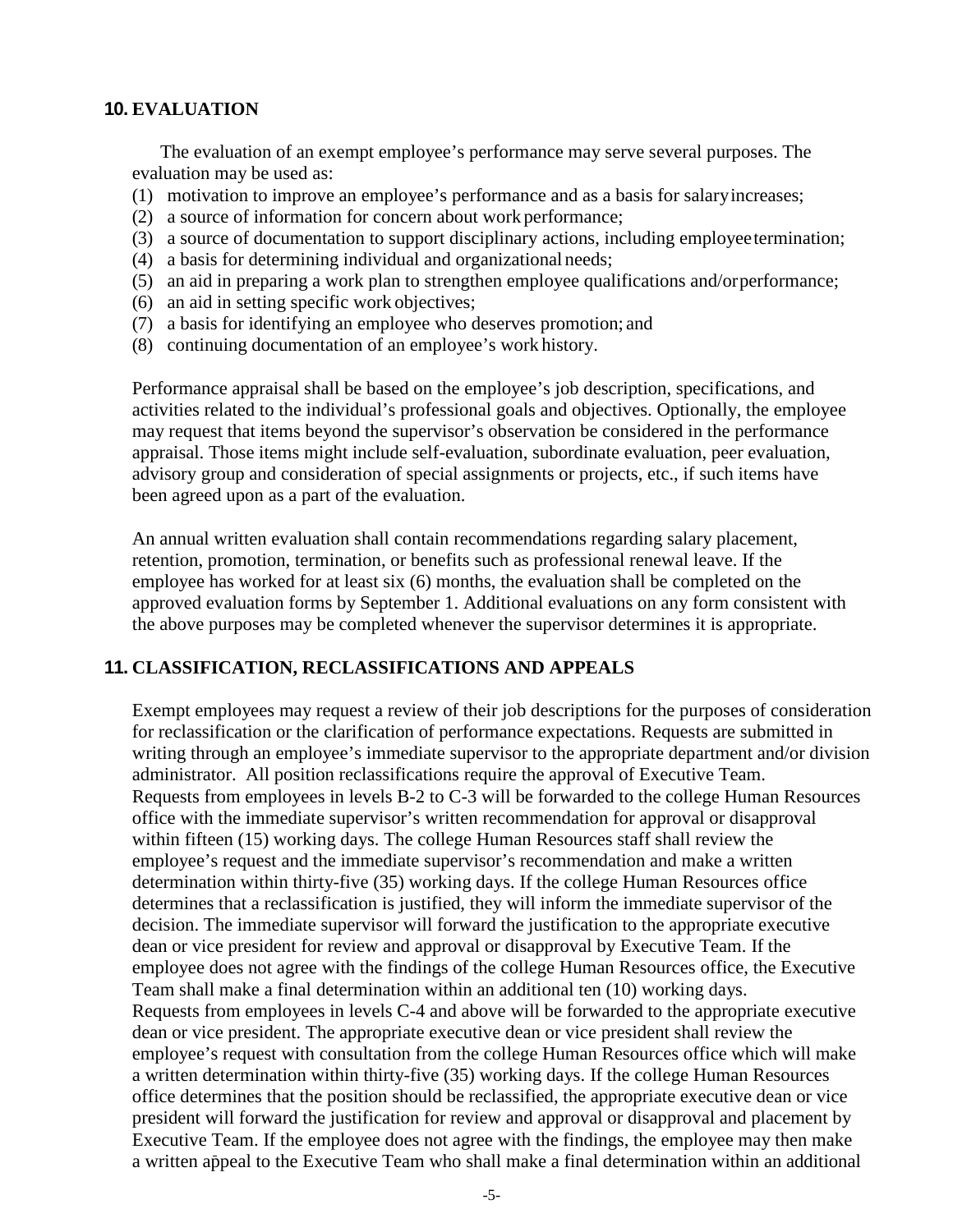## 10. EVALUATION

The evaluation of an exempt employee's performance may serve several purposes. The evaluation may be used as:

(1) motivation to improve an employee's performance and as a basis for salary increases;
(2) a source of information for concern about work performance;
(3) a source of documentation to support disciplinary actions, including employee termination;
(4) a basis for determining individual and organizational needs;
(5) an aid in preparing a work plan to strengthen employee qualifications and/or performance;
(6) an aid in setting specific work objectives;
(7) a basis for identifying an employee who deserves promotion; and
(8) continuing documentation of an employee's work history.

Performance appraisal shall be based on the employee's job description, specifications, and activities related to the individual's professional goals and objectives. Optionally, the employee may request that items beyond the supervisor's observation be considered in the performance appraisal. Those items might include self-evaluation, subordinate evaluation, peer evaluation, advisory group and consideration of special assignments or projects, etc., if such items have been agreed upon as a part of the evaluation.

An annual written evaluation shall contain recommendations regarding salary placement, retention, promotion, termination, or benefits such as professional renewal leave. If the employee has worked for at least six (6) months, the evaluation shall be completed on the approved evaluation forms by September 1. Additional evaluations on any form consistent with the above purposes may be completed whenever the supervisor determines it is appropriate.

## 11. CLASSIFICATION, RECLASSIFICATIONS AND APPEALS

Exempt employees may request a review of their job descriptions for the purposes of consideration for reclassification or the clarification of performance expectations. Requests are submitted in writing through an employee's immediate supervisor to the appropriate department and/or division administrator. All position reclassifications require the approval of Executive Team.
Requests from employees in levels B-2 to C-3 will be forwarded to the college Human Resources office with the immediate supervisor's written recommendation for approval or disapproval within fifteen (15) working days. The college Human Resources staff shall review the employee's request and the immediate supervisor's recommendation and make a written determination within thirty-five (35) working days. If the college Human Resources office determines that a reclassification is justified, they will inform the immediate supervisor of the decision. The immediate supervisor will forward the justification to the appropriate executive dean or vice president for review and approval or disapproval by Executive Team. If the employee does not agree with the findings of the college Human Resources office, the Executive Team shall make a final determination within an additional ten (10) working days.
Requests from employees in levels C-4 and above will be forwarded to the appropriate executive dean or vice president. The appropriate executive dean or vice president shall review the employee's request with consultation from the college Human Resources office which will make a written determination within thirty-five (35) working days. If the college Human Resources office determines that the position should be reclassified, the appropriate executive dean or vice president will forward the justification for review and approval or disapproval and placement by Executive Team. If the employee does not agree with the findings, the employee may then make a written appeal to the Executive Team who shall make a final determination within an additional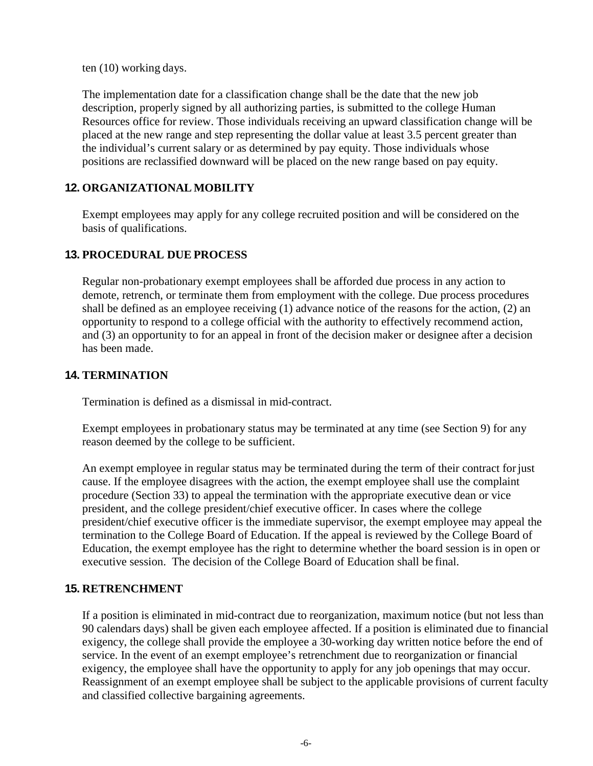ten (10) working days.

The implementation date for a classification change shall be the date that the new job description, properly signed by all authorizing parties, is submitted to the college Human Resources office for review. Those individuals receiving an upward classification change will be placed at the new range and step representing the dollar value at least 3.5 percent greater than the individual's current salary or as determined by pay equity. Those individuals whose positions are reclassified downward will be placed on the new range based on pay equity.

## 12. ORGANIZATIONAL MOBILITY

Exempt employees may apply for any college recruited position and will be considered on the basis of qualifications.

## 13. PROCEDURAL DUE PROCESS

Regular non-probationary exempt employees shall be afforded due process in any action to demote, retrench, or terminate them from employment with the college. Due process procedures shall be defined as an employee receiving (1) advance notice of the reasons for the action, (2) an opportunity to respond to a college official with the authority to effectively recommend action, and (3) an opportunity to for an appeal in front of the decision maker or designee after a decision has been made.

## 14. TERMINATION

Termination is defined as a dismissal in mid-contract.

Exempt employees in probationary status may be terminated at any time (see Section 9) for any reason deemed by the college to be sufficient.

An exempt employee in regular status may be terminated during the term of their contract for just cause. If the employee disagrees with the action, the exempt employee shall use the complaint procedure (Section 33) to appeal the termination with the appropriate executive dean or vice president, and the college president/chief executive officer. In cases where the college president/chief executive officer is the immediate supervisor, the exempt employee may appeal the termination to the College Board of Education. If the appeal is reviewed by the College Board of Education, the exempt employee has the right to determine whether the board session is in open or executive session. The decision of the College Board of Education shall be final.

## 15. RETRENCHMENT

If a position is eliminated in mid-contract due to reorganization, maximum notice (but not less than 90 calendars days) shall be given each employee affected. If a position is eliminated due to financial exigency, the college shall provide the employee a 30-working day written notice before the end of service. In the event of an exempt employee's retrenchment due to reorganization or financial exigency, the employee shall have the opportunity to apply for any job openings that may occur. Reassignment of an exempt employee shall be subject to the applicable provisions of current faculty and classified collective bargaining agreements.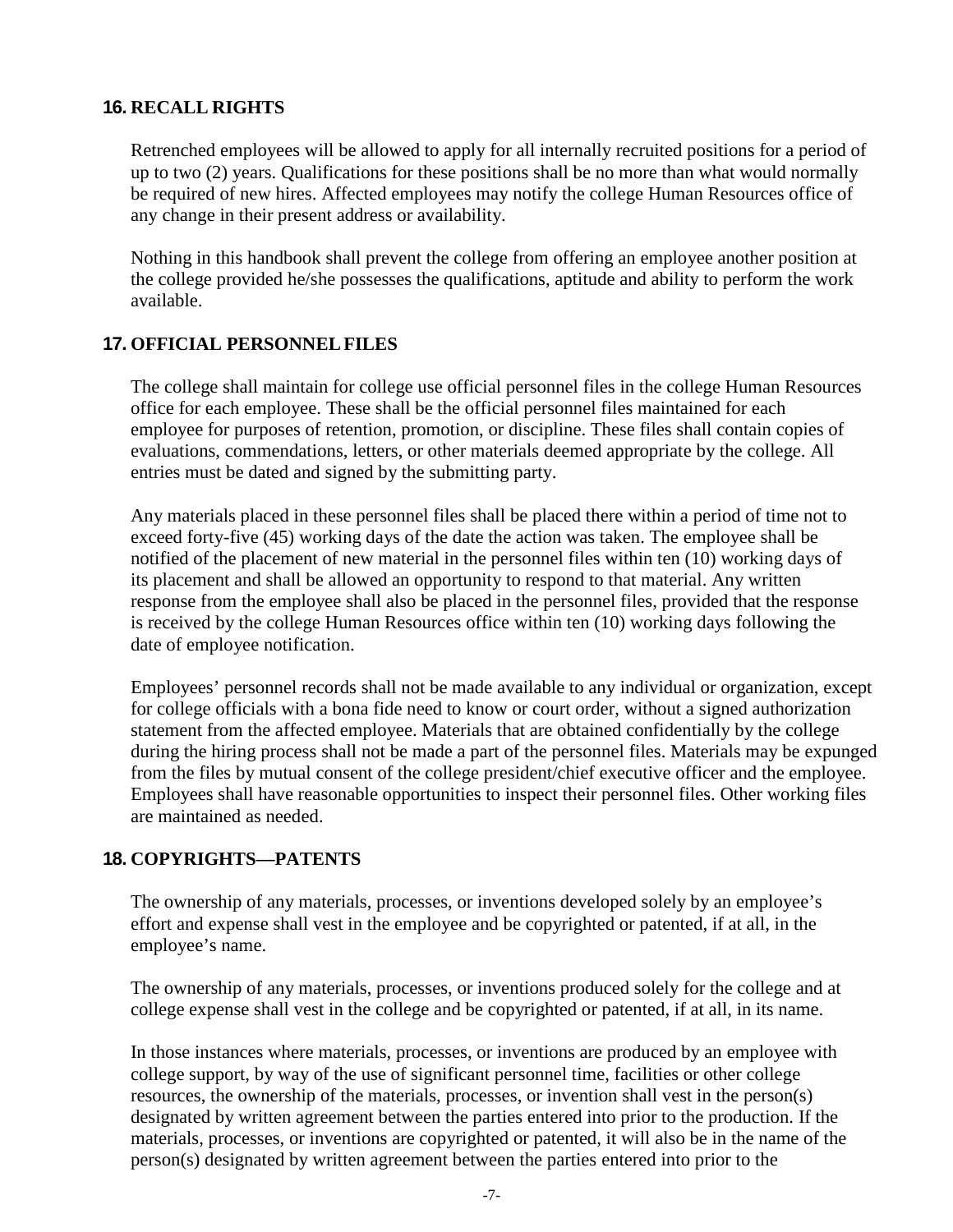## 16. RECALL RIGHTS

Retrenched employees will be allowed to apply for all internally recruited positions for a period of up to two (2) years. Qualifications for these positions shall be no more than what would normally be required of new hires. Affected employees may notify the college Human Resources office of any change in their present address or availability.

Nothing in this handbook shall prevent the college from offering an employee another position at the college provided he/she possesses the qualifications, aptitude and ability to perform the work available.

## 17. OFFICIAL PERSONNEL FILES

The college shall maintain for college use official personnel files in the college Human Resources office for each employee. These shall be the official personnel files maintained for each employee for purposes of retention, promotion, or discipline. These files shall contain copies of evaluations, commendations, letters, or other materials deemed appropriate by the college. All entries must be dated and signed by the submitting party.

Any materials placed in these personnel files shall be placed there within a period of time not to exceed forty-five (45) working days of the date the action was taken. The employee shall be notified of the placement of new material in the personnel files within ten (10) working days of its placement and shall be allowed an opportunity to respond to that material. Any written response from the employee shall also be placed in the personnel files, provided that the response is received by the college Human Resources office within ten (10) working days following the date of employee notification.

Employees' personnel records shall not be made available to any individual or organization, except for college officials with a bona fide need to know or court order, without a signed authorization statement from the affected employee. Materials that are obtained confidentially by the college during the hiring process shall not be made a part of the personnel files. Materials may be expunged from the files by mutual consent of the college president/chief executive officer and the employee. Employees shall have reasonable opportunities to inspect their personnel files. Other working files are maintained as needed.

## 18. COPYRIGHTS—PATENTS

The ownership of any materials, processes, or inventions developed solely by an employee's effort and expense shall vest in the employee and be copyrighted or patented, if at all, in the employee's name.

The ownership of any materials, processes, or inventions produced solely for the college and at college expense shall vest in the college and be copyrighted or patented, if at all, in its name.

In those instances where materials, processes, or inventions are produced by an employee with college support, by way of the use of significant personnel time, facilities or other college resources, the ownership of the materials, processes, or invention shall vest in the person(s) designated by written agreement between the parties entered into prior to the production. If the materials, processes, or inventions are copyrighted or patented, it will also be in the name of the person(s) designated by written agreement between the parties entered into prior to the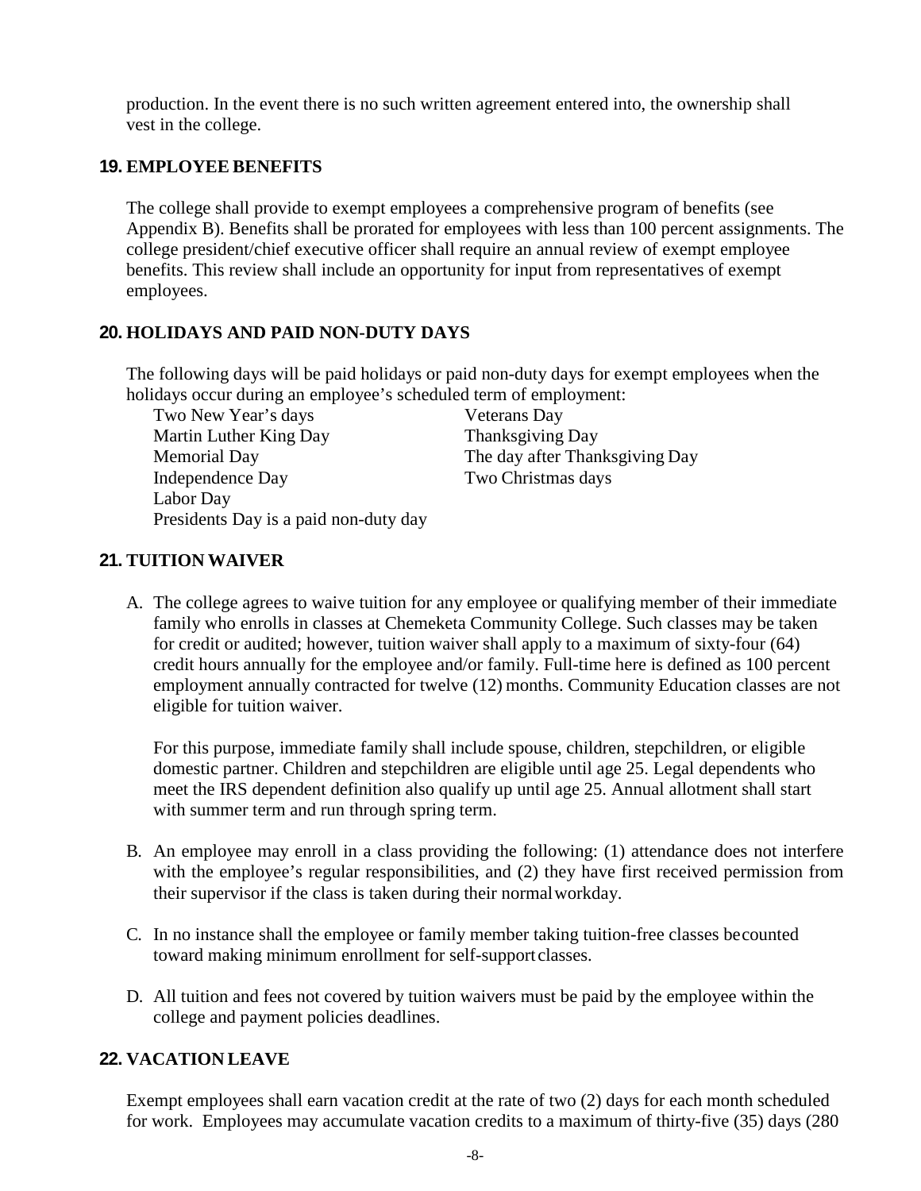production. In the event there is no such written agreement entered into, the ownership shall vest in the college.

## 19. EMPLOYEE BENEFITS

The college shall provide to exempt employees a comprehensive program of benefits (see Appendix B). Benefits shall be prorated for employees with less than 100 percent assignments. The college president/chief executive officer shall require an annual review of exempt employee benefits. This review shall include an opportunity for input from representatives of exempt employees.

## 20. HOLIDAYS AND PAID NON-DUTY DAYS

The following days will be paid holidays or paid non-duty days for exempt employees when the holidays occur during an employee's scheduled term of employment:

- Two New Year's days
- Martin Luther King Day
- Memorial Day
- Independence Day
- Labor Day
- Presidents Day is a paid non-duty day
- Veterans Day
- Thanksgiving Day
- The day after Thanksgiving Day
- Two Christmas days

## 21. TUITION WAIVER

A. The college agrees to waive tuition for any employee or qualifying member of their immediate family who enrolls in classes at Chemeketa Community College. Such classes may be taken for credit or audited; however, tuition waiver shall apply to a maximum of sixty-four (64) credit hours annually for the employee and/or family. Full-time here is defined as 100 percent employment annually contracted for twelve (12) months. Community Education classes are not eligible for tuition waiver.

   For this purpose, immediate family shall include spouse, children, stepchildren, or eligible domestic partner. Children and stepchildren are eligible until age 25. Legal dependents who meet the IRS dependent definition also qualify up until age 25. Annual allotment shall start with summer term and run through spring term.

B. An employee may enroll in a class providing the following: (1) attendance does not interfere with the employee's regular responsibilities, and (2) they have first received permission from their supervisor if the class is taken during their normal workday.

C. In no instance shall the employee or family member taking tuition-free classes be counted toward making minimum enrollment for self-support classes.

D. All tuition and fees not covered by tuition waivers must be paid by the employee within the college and payment policies deadlines.

## 22. VACATION LEAVE

Exempt employees shall earn vacation credit at the rate of two (2) days for each month scheduled for work. Employees may accumulate vacation credits to a maximum of thirty-five (35) days (280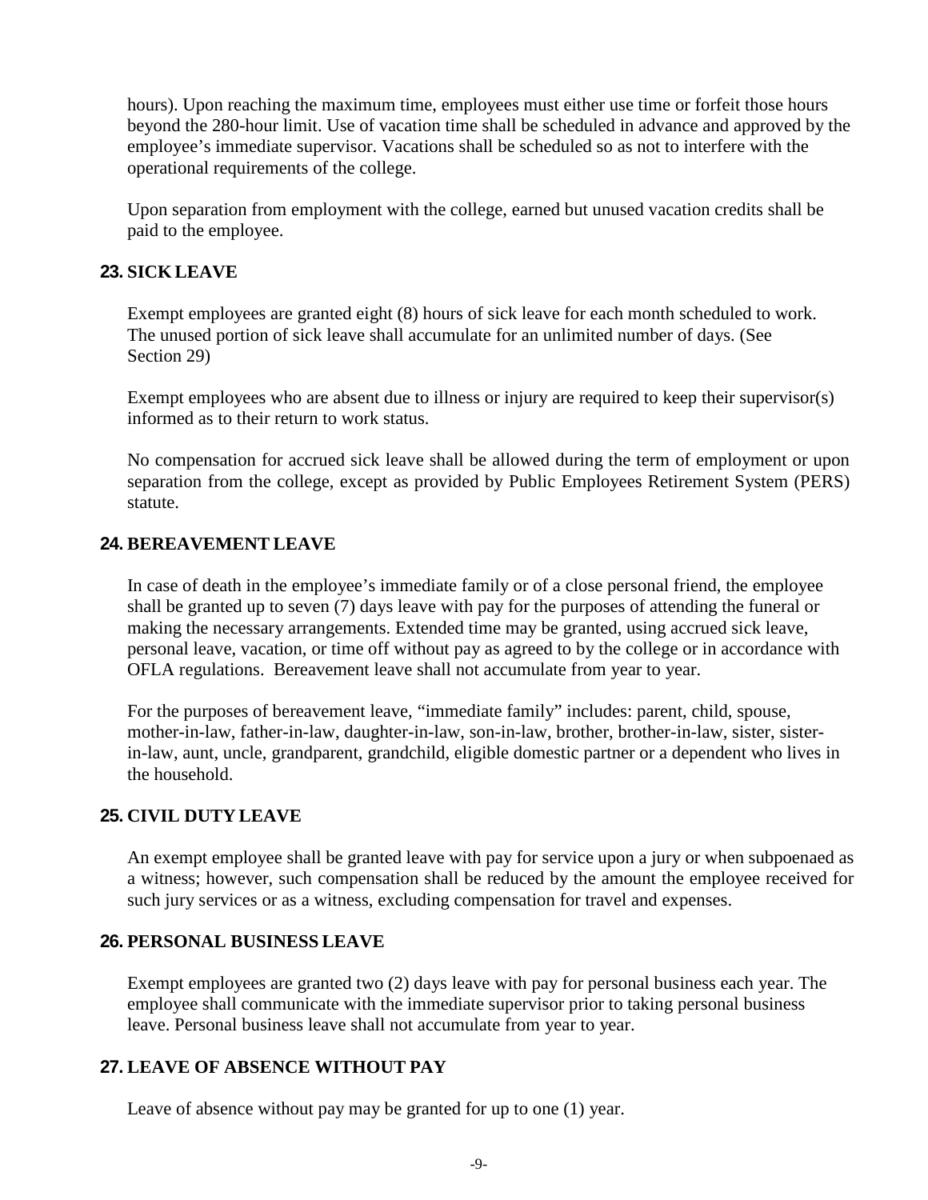hours). Upon reaching the maximum time, employees must either use time or forfeit those hours beyond the 280-hour limit. Use of vacation time shall be scheduled in advance and approved by the employee's immediate supervisor. Vacations shall be scheduled so as not to interfere with the operational requirements of the college.

Upon separation from employment with the college, earned but unused vacation credits shall be paid to the employee.

## 23. SICK LEAVE

Exempt employees are granted eight (8) hours of sick leave for each month scheduled to work. The unused portion of sick leave shall accumulate for an unlimited number of days. (See Section 29)

Exempt employees who are absent due to illness or injury are required to keep their supervisor(s) informed as to their return to work status.

No compensation for accrued sick leave shall be allowed during the term of employment or upon separation from the college, except as provided by Public Employees Retirement System (PERS) statute.

## 24. BEREAVEMENT LEAVE

In case of death in the employee's immediate family or of a close personal friend, the employee shall be granted up to seven (7) days leave with pay for the purposes of attending the funeral or making the necessary arrangements. Extended time may be granted, using accrued sick leave, personal leave, vacation, or time off without pay as agreed to by the college or in accordance with OFLA regulations. Bereavement leave shall not accumulate from year to year.

For the purposes of bereavement leave, "immediate family" includes: parent, child, spouse, mother-in-law, father-in-law, daughter-in-law, son-in-law, brother, brother-in-law, sister, sister-in-law, aunt, uncle, grandparent, grandchild, eligible domestic partner or a dependent who lives in the household.

## 25. CIVIL DUTY LEAVE

An exempt employee shall be granted leave with pay for service upon a jury or when subpoenaed as a witness; however, such compensation shall be reduced by the amount the employee received for such jury services or as a witness, excluding compensation for travel and expenses.

## 26. PERSONAL BUSINESS LEAVE

Exempt employees are granted two (2) days leave with pay for personal business each year. The employee shall communicate with the immediate supervisor prior to taking personal business leave. Personal business leave shall not accumulate from year to year.

## 27. LEAVE OF ABSENCE WITHOUT PAY

Leave of absence without pay may be granted for up to one (1) year.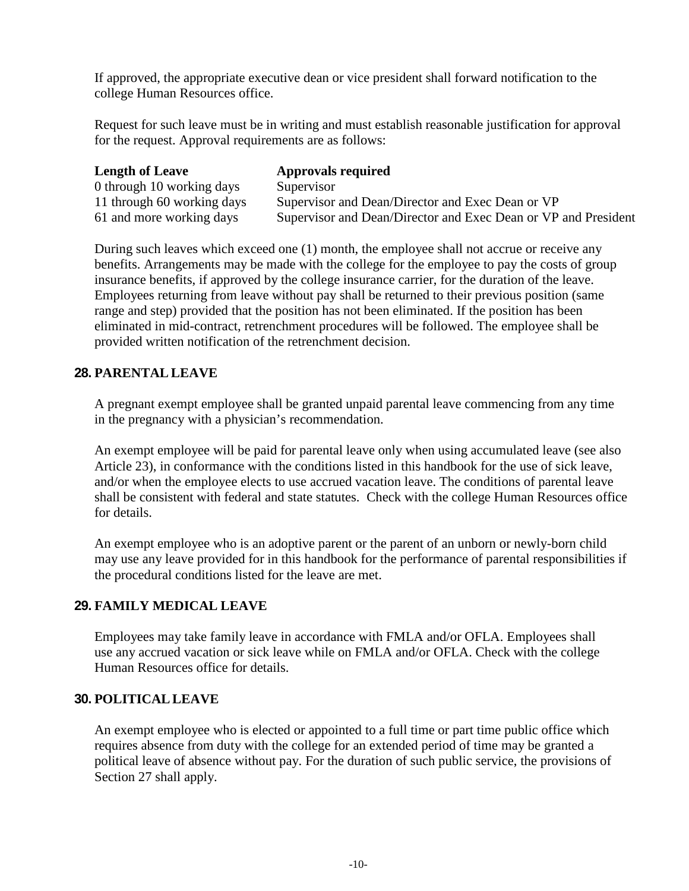If approved, the appropriate executive dean or vice president shall forward notification to the college Human Resources office.

Request for such leave must be in writing and must establish reasonable justification for approval for the request. Approval requirements are as follows:

| Length of Leave | Approvals required |
|---|---|
| 0 through 10 working days | Supervisor |
| 11 through 60 working days | Supervisor and Dean/Director and Exec Dean or VP |
| 61 and more working days | Supervisor and Dean/Director and Exec Dean or VP and President |

During such leaves which exceed one (1) month, the employee shall not accrue or receive any benefits. Arrangements may be made with the college for the employee to pay the costs of group insurance benefits, if approved by the college insurance carrier, for the duration of the leave. Employees returning from leave without pay shall be returned to their previous position (same range and step) provided that the position has not been eliminated. If the position has been eliminated in mid-contract, retrenchment procedures will be followed. The employee shall be provided written notification of the retrenchment decision.

## 28. PARENTAL LEAVE

A pregnant exempt employee shall be granted unpaid parental leave commencing from any time in the pregnancy with a physician's recommendation.

An exempt employee will be paid for parental leave only when using accumulated leave (see also Article 23), in conformance with the conditions listed in this handbook for the use of sick leave, and/or when the employee elects to use accrued vacation leave. The conditions of parental leave shall be consistent with federal and state statutes. Check with the college Human Resources office for details.

An exempt employee who is an adoptive parent or the parent of an unborn or newly-born child may use any leave provided for in this handbook for the performance of parental responsibilities if the procedural conditions listed for the leave are met.

## 29. FAMILY MEDICAL LEAVE

Employees may take family leave in accordance with FMLA and/or OFLA. Employees shall use any accrued vacation or sick leave while on FMLA and/or OFLA. Check with the college Human Resources office for details.

## 30. POLITICAL LEAVE

An exempt employee who is elected or appointed to a full time or part time public office which requires absence from duty with the college for an extended period of time may be granted a political leave of absence without pay. For the duration of such public service, the provisions of Section 27 shall apply.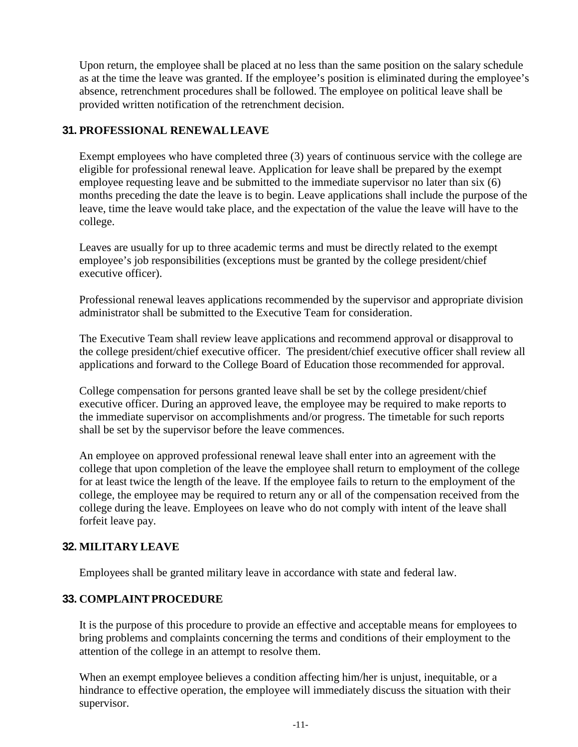Upon return, the employee shall be placed at no less than the same position on the salary schedule as at the time the leave was granted. If the employee's position is eliminated during the employee's absence, retrenchment procedures shall be followed. The employee on political leave shall be provided written notification of the retrenchment decision.

## 31. PROFESSIONAL RENEWAL LEAVE

Exempt employees who have completed three (3) years of continuous service with the college are eligible for professional renewal leave. Application for leave shall be prepared by the exempt employee requesting leave and be submitted to the immediate supervisor no later than six (6) months preceding the date the leave is to begin. Leave applications shall include the purpose of the leave, time the leave would take place, and the expectation of the value the leave will have to the college.

Leaves are usually for up to three academic terms and must be directly related to the exempt employee's job responsibilities (exceptions must be granted by the college president/chief executive officer).

Professional renewal leaves applications recommended by the supervisor and appropriate division administrator shall be submitted to the Executive Team for consideration.

The Executive Team shall review leave applications and recommend approval or disapproval to the college president/chief executive officer. The president/chief executive officer shall review all applications and forward to the College Board of Education those recommended for approval.

College compensation for persons granted leave shall be set by the college president/chief executive officer. During an approved leave, the employee may be required to make reports to the immediate supervisor on accomplishments and/or progress. The timetable for such reports shall be set by the supervisor before the leave commences.

An employee on approved professional renewal leave shall enter into an agreement with the college that upon completion of the leave the employee shall return to employment of the college for at least twice the length of the leave. If the employee fails to return to the employment of the college, the employee may be required to return any or all of the compensation received from the college during the leave. Employees on leave who do not comply with intent of the leave shall forfeit leave pay.

## 32. MILITARY LEAVE

Employees shall be granted military leave in accordance with state and federal law.

## 33. COMPLAINT PROCEDURE

It is the purpose of this procedure to provide an effective and acceptable means for employees to bring problems and complaints concerning the terms and conditions of their employment to the attention of the college in an attempt to resolve them.

When an exempt employee believes a condition affecting him/her is unjust, inequitable, or a hindrance to effective operation, the employee will immediately discuss the situation with their supervisor.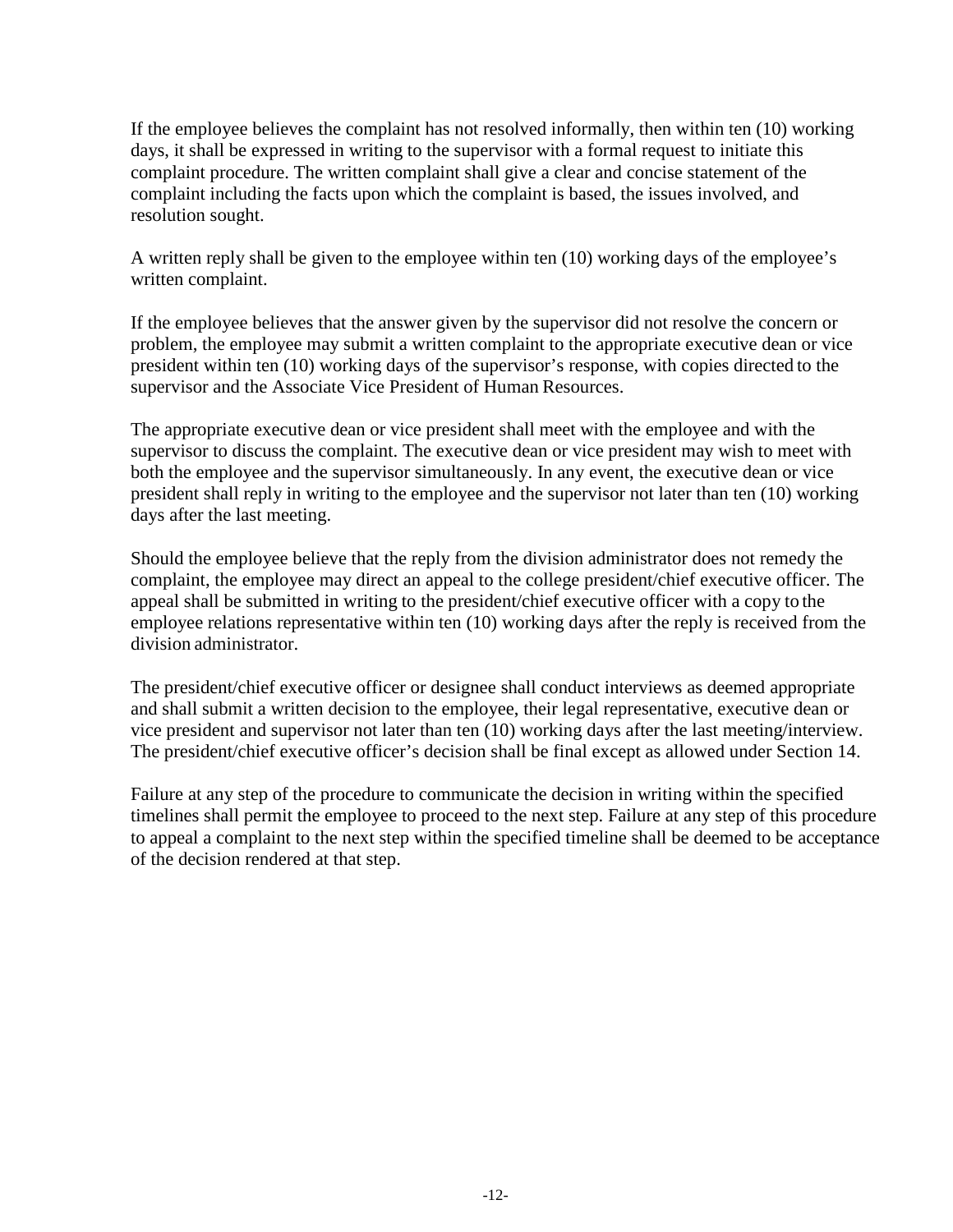If the employee believes the complaint has not resolved informally, then within ten (10) working days, it shall be expressed in writing to the supervisor with a formal request to initiate this complaint procedure. The written complaint shall give a clear and concise statement of the complaint including the facts upon which the complaint is based, the issues involved, and resolution sought.

A written reply shall be given to the employee within ten (10) working days of the employee's written complaint.

If the employee believes that the answer given by the supervisor did not resolve the concern or problem, the employee may submit a written complaint to the appropriate executive dean or vice president within ten (10) working days of the supervisor's response, with copies directed to the supervisor and the Associate Vice President of Human Resources.

The appropriate executive dean or vice president shall meet with the employee and with the supervisor to discuss the complaint. The executive dean or vice president may wish to meet with both the employee and the supervisor simultaneously. In any event, the executive dean or vice president shall reply in writing to the employee and the supervisor not later than ten (10) working days after the last meeting.

Should the employee believe that the reply from the division administrator does not remedy the complaint, the employee may direct an appeal to the college president/chief executive officer. The appeal shall be submitted in writing to the president/chief executive officer with a copy to the employee relations representative within ten (10) working days after the reply is received from the division administrator.

The president/chief executive officer or designee shall conduct interviews as deemed appropriate and shall submit a written decision to the employee, their legal representative, executive dean or vice president and supervisor not later than ten (10) working days after the last meeting/interview. The president/chief executive officer's decision shall be final except as allowed under Section 14.

Failure at any step of the procedure to communicate the decision in writing within the specified timelines shall permit the employee to proceed to the next step. Failure at any step of this procedure to appeal a complaint to the next step within the specified timeline shall be deemed to be acceptance of the decision rendered at that step.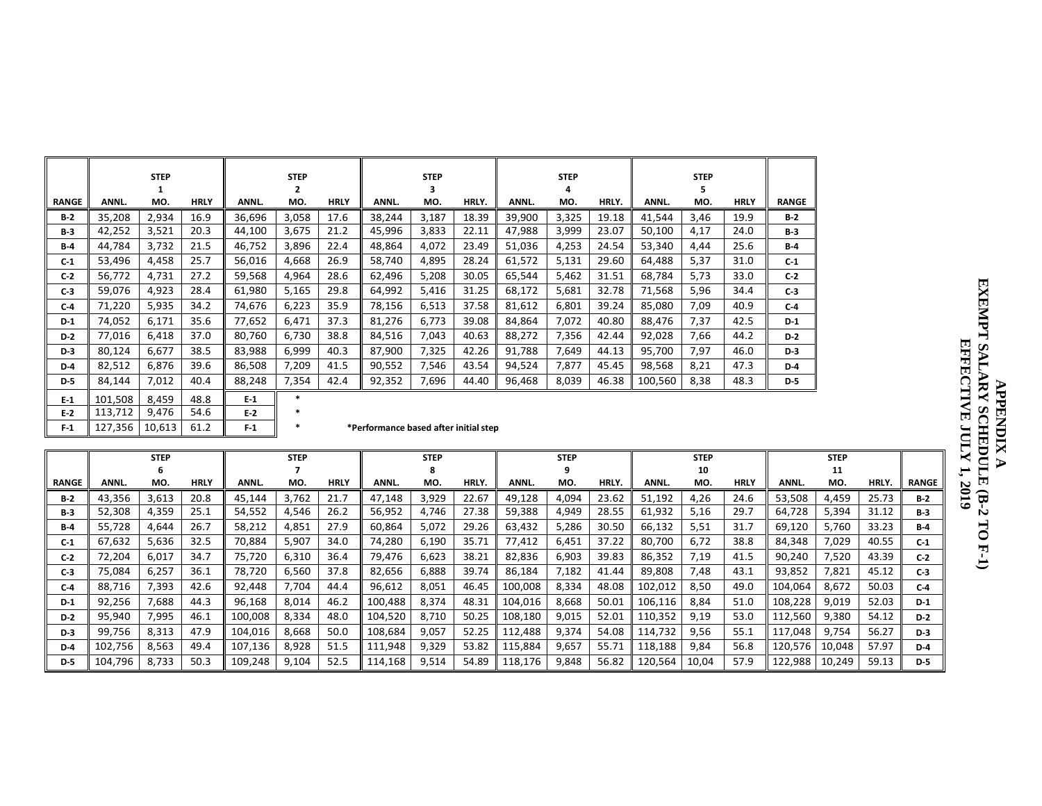# APPENDIX A
## EXEMPT SALARY SCHEDULE (B-2 TO F-1)
## EFFECTIVE JULY 1, 2019

| RANGE | STEP 1 ANNL. | STEP 1 MO. | STEP 1 HRLY | STEP 2 ANNL. | STEP 2 MO. | STEP 2 HRLY | STEP 3 ANNL. | STEP 3 MO. | STEP 3 HRLY. | STEP 4 ANNL. | STEP 4 MO. | STEP 4 HRLY. | STEP 5 ANNL. | STEP 5 MO. | STEP 5 HRLY | RANGE |
|---|---|---|---|---|---|---|---|---|---|---|---|---|---|---|---|---|
| B-2 | 35,208 | 2,934 | 16.9 | 36,696 | 3,058 | 17.6 | 38,244 | 3,187 | 18.39 | 39,900 | 3,325 | 19.18 | 41,544 | 3,46 | 19.9 | B-2 |
| B-3 | 42,252 | 3,521 | 20.3 | 44,100 | 3,675 | 21.2 | 45,996 | 3,833 | 22.11 | 47,988 | 3,999 | 23.07 | 50,100 | 4,17 | 24.0 | B-3 |
| B-4 | 44,784 | 3,732 | 21.5 | 46,752 | 3,896 | 22.4 | 48,864 | 4,072 | 23.49 | 51,036 | 4,253 | 24.54 | 53,340 | 4,44 | 25.6 | B-4 |
| C-1 | 53,496 | 4,458 | 25.7 | 56,016 | 4,668 | 26.9 | 58,740 | 4,895 | 28.24 | 61,572 | 5,131 | 29.60 | 64,488 | 5,37 | 31.0 | C-1 |
| C-2 | 56,772 | 4,731 | 27.2 | 59,568 | 4,964 | 28.6 | 62,496 | 5,208 | 30.05 | 65,544 | 5,462 | 31.51 | 68,784 | 5,73 | 33.0 | C-2 |
| C-3 | 59,076 | 4,923 | 28.4 | 61,980 | 5,165 | 29.8 | 64,992 | 5,416 | 31.25 | 68,172 | 5,681 | 32.78 | 71,568 | 5,96 | 34.4 | C-3 |
| C-4 | 71,220 | 5,935 | 34.2 | 74,676 | 6,223 | 35.9 | 78,156 | 6,513 | 37.58 | 81,612 | 6,801 | 39.24 | 85,080 | 7,09 | 40.9 | C-4 |
| D-1 | 74,052 | 6,171 | 35.6 | 77,652 | 6,471 | 37.3 | 81,276 | 6,773 | 39.08 | 84,864 | 7,072 | 40.80 | 88,476 | 7,37 | 42.5 | D-1 |
| D-2 | 77,016 | 6,418 | 37.0 | 80,760 | 6,730 | 38.8 | 84,516 | 7,043 | 40.63 | 88,272 | 7,356 | 42.44 | 92,028 | 7,66 | 44.2 | D-2 |
| D-3 | 80,124 | 6,677 | 38.5 | 83,988 | 6,999 | 40.3 | 87,900 | 7,325 | 42.26 | 91,788 | 7,649 | 44.13 | 95,700 | 7,97 | 46.0 | D-3 |
| D-4 | 82,512 | 6,876 | 39.6 | 86,508 | 7,209 | 41.5 | 90,552 | 7,546 | 43.54 | 94,524 | 7,877 | 45.45 | 98,568 | 8,21 | 47.3 | D-4 |
| D-5 | 84,144 | 7,012 | 40.4 | 88,248 | 7,354 | 42.4 | 92,352 | 7,696 | 44.40 | 96,468 | 8,039 | 46.38 | 100,560 | 8,38 | 48.3 | D-5 |

| RANGE | ANNL. | MO. | HRLY | RANGE | |
|---|---|---|---|---|---|
| E-1 | 101,508 | 8,459 | 48.8 | E-1 | * |
| E-2 | 113,712 | 9,476 | 54.6 | E-2 | * |
| F-1 | 127,356 | 10,613 | 61.2 | F-1 | * |

*Performance based after initial step

| RANGE | STEP 6 ANNL. | STEP 6 MO. | STEP 6 HRLY | STEP 7 ANNL. | STEP 7 MO. | STEP 7 HRLY | STEP 8 ANNL. | STEP 8 MO. | STEP 8 HRLY. | STEP 9 ANNL. | STEP 9 MO. | STEP 9 HRLY. | STEP 10 ANNL. | STEP 10 MO. | STEP 10 HRLY | STEP 11 ANNL. | STEP 11 MO. | STEP 11 HRLY. | RANGE |
|---|---|---|---|---|---|---|---|---|---|---|---|---|---|---|---|---|---|---|---|
| B-2 | 43,356 | 3,613 | 20.8 | 45,144 | 3,762 | 21.7 | 47,148 | 3,929 | 22.67 | 49,128 | 4,094 | 23.62 | 51,192 | 4,26 | 24.6 | 53,508 | 4,459 | 25.73 | B-2 |
| B-3 | 52,308 | 4,359 | 25.1 | 54,552 | 4,546 | 26.2 | 56,952 | 4,746 | 27.38 | 59,388 | 4,949 | 28.55 | 61,932 | 5,16 | 29.7 | 64,728 | 5,394 | 31.12 | B-3 |
| B-4 | 55,728 | 4,644 | 26.7 | 58,212 | 4,851 | 27.9 | 60,864 | 5,072 | 29.26 | 63,432 | 5,286 | 30.50 | 66,132 | 5,51 | 31.7 | 69,120 | 5,760 | 33.23 | B-4 |
| C-1 | 67,632 | 5,636 | 32.5 | 70,884 | 5,907 | 34.0 | 74,280 | 6,190 | 35.71 | 77,412 | 6,451 | 37.22 | 80,700 | 6,72 | 38.8 | 84,348 | 7,029 | 40.55 | C-1 |
| C-2 | 72,204 | 6,017 | 34.7 | 75,720 | 6,310 | 36.4 | 79,476 | 6,623 | 38.21 | 82,836 | 6,903 | 39.83 | 86,352 | 7,19 | 41.5 | 90,240 | 7,520 | 43.39 | C-2 |
| C-3 | 75,084 | 6,257 | 36.1 | 78,720 | 6,560 | 37.8 | 82,656 | 6,888 | 39.74 | 86,184 | 7,182 | 41.44 | 89,808 | 7,48 | 43.1 | 93,852 | 7,821 | 45.12 | C-3 |
| C-4 | 88,716 | 7,393 | 42.6 | 92,448 | 7,704 | 44.4 | 96,612 | 8,051 | 46.45 | 100,008 | 8,334 | 48.08 | 102,012 | 8,50 | 49.0 | 104,064 | 8,672 | 50.03 | C-4 |
| D-1 | 92,256 | 7,688 | 44.3 | 96,168 | 8,014 | 46.2 | 100,488 | 8,374 | 48.31 | 104,016 | 8,668 | 50.01 | 106,116 | 8,84 | 51.0 | 108,228 | 9,019 | 52.03 | D-1 |
| D-2 | 95,940 | 7,995 | 46.1 | 100,008 | 8,334 | 48.0 | 104,520 | 8,710 | 50.25 | 108,180 | 9,015 | 52.01 | 110,352 | 9,19 | 53.0 | 112,560 | 9,380 | 54.12 | D-2 |
| D-3 | 99,756 | 8,313 | 47.9 | 104,016 | 8,668 | 50.0 | 108,684 | 9,057 | 52.25 | 112,488 | 9,374 | 54.08 | 114,732 | 9,56 | 55.1 | 117,048 | 9,754 | 56.27 | D-3 |
| D-4 | 102,756 | 8,563 | 49.4 | 107,136 | 8,928 | 51.5 | 111,948 | 9,329 | 53.82 | 115,884 | 9,657 | 55.71 | 118,188 | 9,84 | 56.8 | 120,576 | 10,048 | 57.97 | D-4 |
| D-5 | 104,796 | 8,733 | 50.3 | 109,248 | 9,104 | 52.5 | 114,168 | 9,514 | 54.89 | 118,176 | 9,848 | 56.82 | 120,564 | 10,04 | 57.9 | 122,988 | 10,249 | 59.13 | D-5 |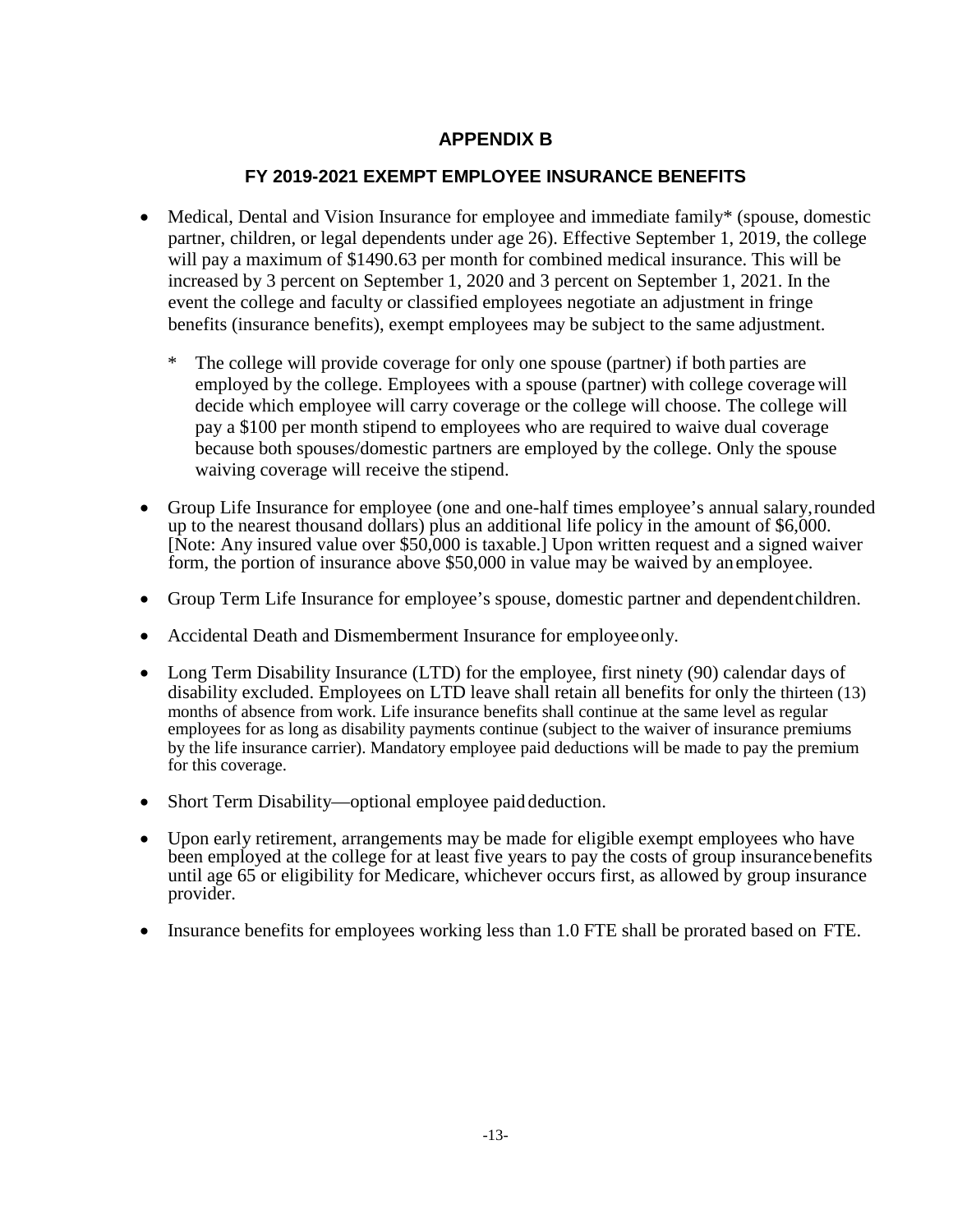## APPENDIX B

### FY 2019-2021 EXEMPT EMPLOYEE INSURANCE BENEFITS

- Medical, Dental and Vision Insurance for employee and immediate family* (spouse, domestic partner, children, or legal dependents under age 26). Effective September 1, 2019, the college will pay a maximum of $1490.63 per month for combined medical insurance. This will be increased by 3 percent on September 1, 2020 and 3 percent on September 1, 2021. In the event the college and faculty or classified employees negotiate an adjustment in fringe benefits (insurance benefits), exempt employees may be subject to the same adjustment.

  \* The college will provide coverage for only one spouse (partner) if both parties are employed by the college. Employees with a spouse (partner) with college coverage will decide which employee will carry coverage or the college will choose. The college will pay a $100 per month stipend to employees who are required to waive dual coverage because both spouses/domestic partners are employed by the college. Only the spouse waiving coverage will receive the stipend.

- Group Life Insurance for employee (one and one-half times employee's annual salary, rounded up to the nearest thousand dollars) plus an additional life policy in the amount of $6,000. [Note: Any insured value over $50,000 is taxable.] Upon written request and a signed waiver form, the portion of insurance above $50,000 in value may be waived by an employee.

- Group Term Life Insurance for employee's spouse, domestic partner and dependent children.

- Accidental Death and Dismemberment Insurance for employee only.

- Long Term Disability Insurance (LTD) for the employee, first ninety (90) calendar days of disability excluded. Employees on LTD leave shall retain all benefits for only the thirteen (13) months of absence from work. Life insurance benefits shall continue at the same level as regular employees for as long as disability payments continue (subject to the waiver of insurance premiums by the life insurance carrier). Mandatory employee paid deductions will be made to pay the premium for this coverage.

- Short Term Disability—optional employee paid deduction.

- Upon early retirement, arrangements may be made for eligible exempt employees who have been employed at the college for at least five years to pay the costs of group insurance benefits until age 65 or eligibility for Medicare, whichever occurs first, as allowed by group insurance provider.

- Insurance benefits for employees working less than 1.0 FTE shall be prorated based on FTE.